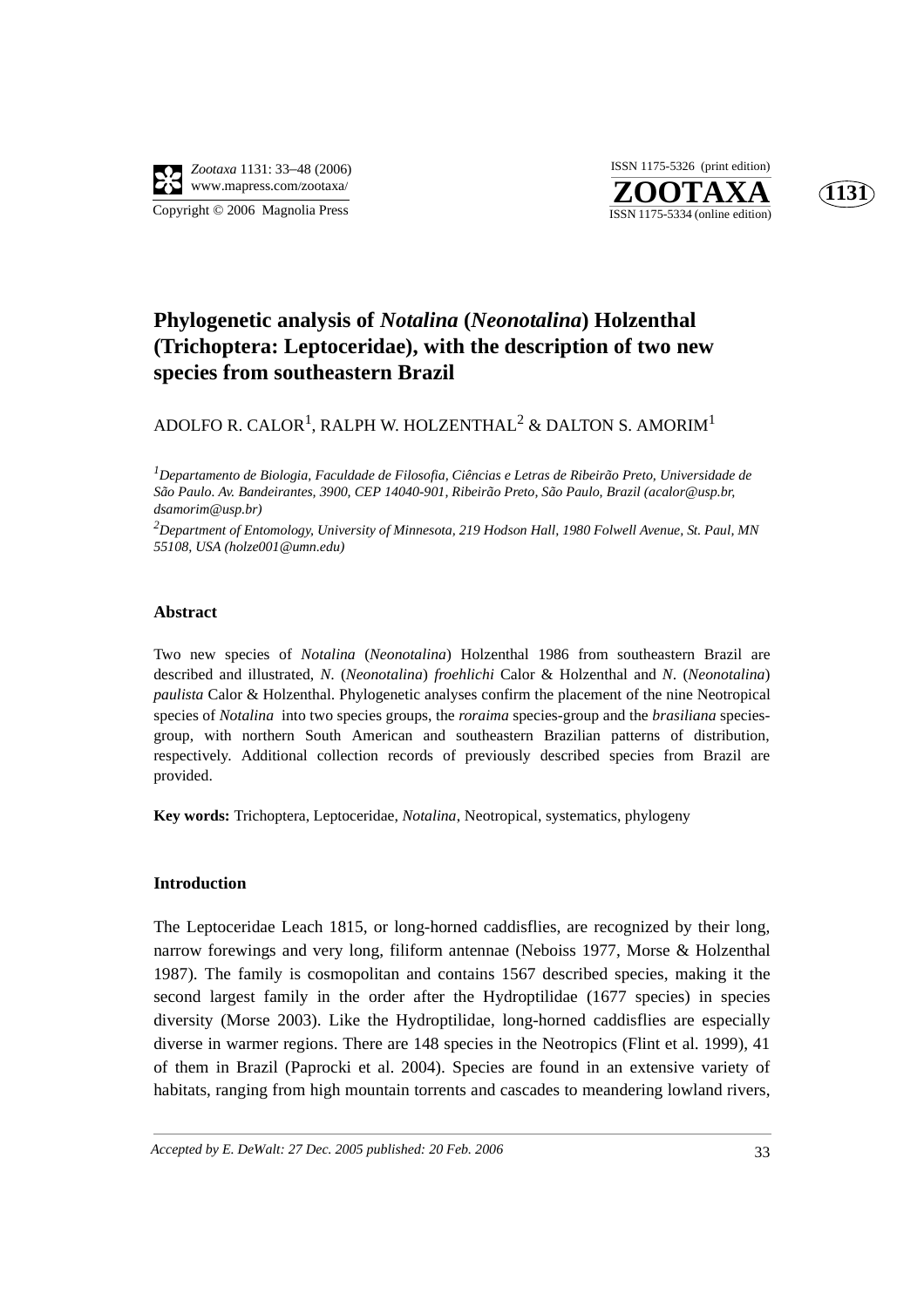# Phylogenetic analysis of *Notalina* (*Neonotalina*) Holzenthal (Trichoptera: Leptoceridae), with the description of two new species from southeastern Brazil

ADOLFO R. CALOR[1], RALPH W. HOLZENTHAL[2] & DALTON S. AMORIM[1]

[1]*Departamento de Biologia, Faculdade de Filosofia, Ciências e Letras de Ribeirão Preto, Universidade de São Paulo. Av. Bandeirantes, 3900, CEP 14040-901, Ribeirão Preto, São Paulo, Brazil (acalor@usp.br, dsamorim@usp.br)*

[2]*Department of Entomology, University of Minnesota, 219 Hodson Hall, 1980 Folwell Avenue, St. Paul, MN 55108, USA (holze001@umn.edu)*

## Abstract

Two new species of *Notalina* (*Neonotalina*) Holzenthal 1986 from southeastern Brazil are described and illustrated, *N.* (*Neonotalina*) *froehlichi* Calor & Holzenthal and *N.* (*Neonotalina*) *paulista* Calor & Holzenthal. Phylogenetic analyses confirm the placement of the nine Neotropical species of *Notalina* into two species groups, the *roraima* species-group and the *brasiliana* species-group, with northern South American and southeastern Brazilian patterns of distribution, respectively. Additional collection records of previously described species from Brazil are provided.

**Key words:** Trichoptera, Leptoceridae, *Notalina*, Neotropical, systematics, phylogeny

## Introduction

The Leptoceridae Leach 1815, or long-horned caddisflies, are recognized by their long, narrow forewings and very long, filiform antennae (Neboiss 1977, Morse & Holzenthal 1987). The family is cosmopolitan and contains 1567 described species, making it the second largest family in the order after the Hydroptilidae (1677 species) in species diversity (Morse 2003). Like the Hydroptilidae, long-horned caddisflies are especially diverse in warmer regions. There are 148 species in the Neotropics (Flint et al. 1999), 41 of them in Brazil (Paprocki et al. 2004). Species are found in an extensive variety of habitats, ranging from high mountain torrents and cascades to meandering lowland rivers,

*Accepted by E. DeWalt: 27 Dec. 2005 published: 20 Feb. 2006*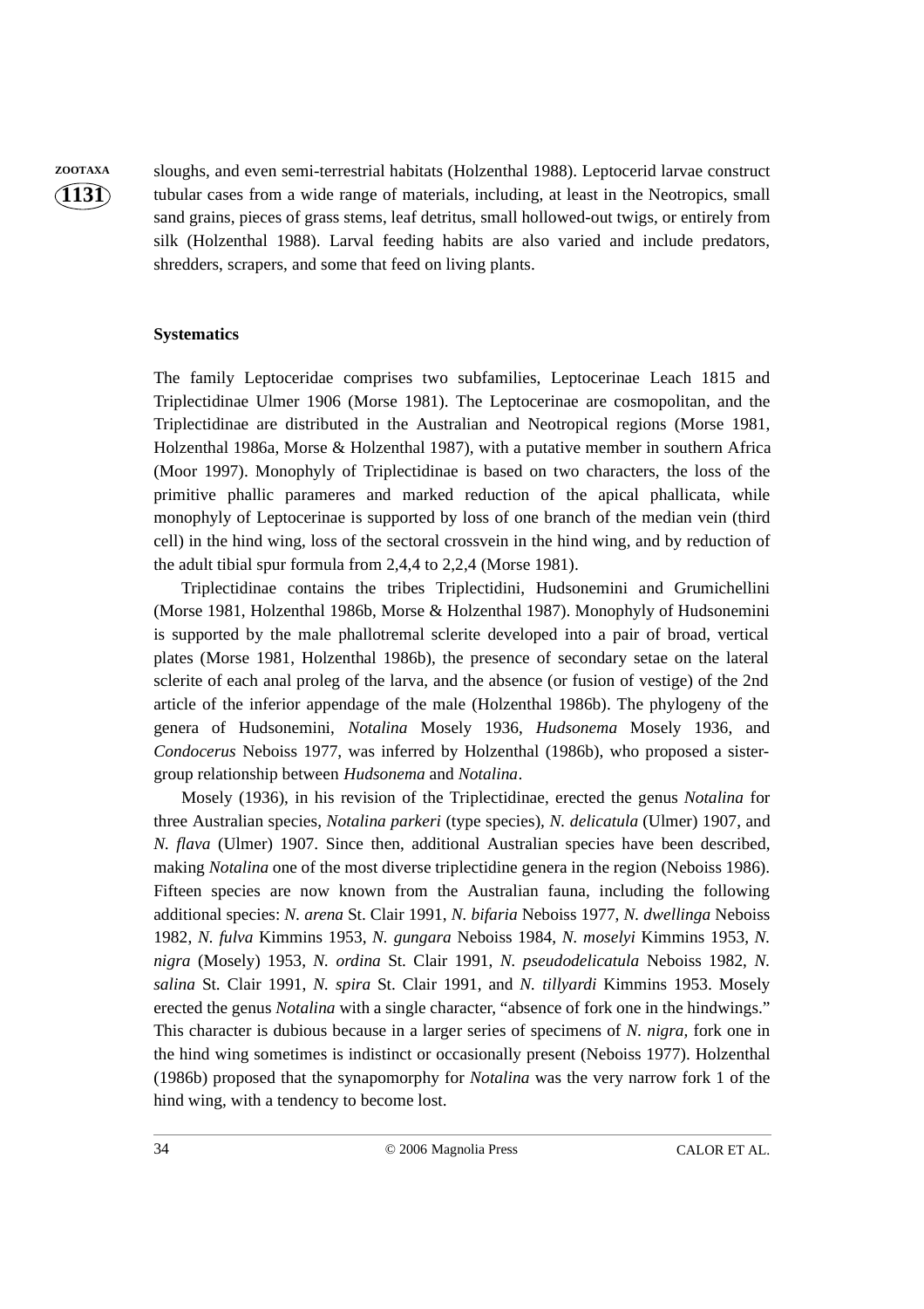sloughs, and even semi-terrestrial habitats (Holzenthal 1988). Leptocerid larvae construct tubular cases from a wide range of materials, including, at least in the Neotropics, small sand grains, pieces of grass stems, leaf detritus, small hollowed-out twigs, or entirely from silk (Holzenthal 1988). Larval feeding habits are also varied and include predators, shredders, scrapers, and some that feed on living plants.

**Systematics**

The family Leptoceridae comprises two subfamilies, Leptocerinae Leach 1815 and Triplectidinae Ulmer 1906 (Morse 1981). The Leptocerinae are cosmopolitan, and the Triplectidinae are distributed in the Australian and Neotropical regions (Morse 1981, Holzenthal 1986a, Morse & Holzenthal 1987), with a putative member in southern Africa (Moor 1997). Monophyly of Triplectidinae is based on two characters, the loss of the primitive phallic parameres and marked reduction of the apical phallicata, while monophyly of Leptocerinae is supported by loss of one branch of the median vein (third cell) in the hind wing, loss of the sectoral crossvein in the hind wing, and by reduction of the adult tibial spur formula from 2,4,4 to 2,2,4 (Morse 1981).

Triplectidinae contains the tribes Triplectidini, Hudsonemini and Grumichellini (Morse 1981, Holzenthal 1986b, Morse & Holzenthal 1987). Monophyly of Hudsonemini is supported by the male phallotremal sclerite developed into a pair of broad, vertical plates (Morse 1981, Holzenthal 1986b), the presence of secondary setae on the lateral sclerite of each anal proleg of the larva, and the absence (or fusion of vestige) of the 2nd article of the inferior appendage of the male (Holzenthal 1986b). The phylogeny of the genera of Hudsonemini, *Notalina* Mosely 1936, *Hudsonema* Mosely 1936, and *Condocerus* Neboiss 1977, was inferred by Holzenthal (1986b), who proposed a sister-group relationship between *Hudsonema* and *Notalina*.

Mosely (1936), in his revision of the Triplectidinae, erected the genus *Notalina* for three Australian species, *Notalina parkeri* (type species), *N. delicatula* (Ulmer) 1907, and *N. flava* (Ulmer) 1907. Since then, additional Australian species have been described, making *Notalina* one of the most diverse triplectidine genera in the region (Neboiss 1986). Fifteen species are now known from the Australian fauna, including the following additional species: *N. arena* St. Clair 1991, *N. bifaria* Neboiss 1977, *N. dwellinga* Neboiss 1982, *N. fulva* Kimmins 1953, *N. gungara* Neboiss 1984, *N. moselyi* Kimmins 1953, *N. nigra* (Mosely) 1953, *N. ordina* St. Clair 1991, *N. pseudodelicatula* Neboiss 1982, *N. salina* St. Clair 1991, *N. spira* St. Clair 1991, and *N. tillyardi* Kimmins 1953. Mosely erected the genus *Notalina* with a single character, "absence of fork one in the hindwings." This character is dubious because in a larger series of specimens of *N. nigra*, fork one in the hind wing sometimes is indistinct or occasionally present (Neboiss 1977). Holzenthal (1986b) proposed that the synapomorphy for *Notalina* was the very narrow fork 1 of the hind wing, with a tendency to become lost.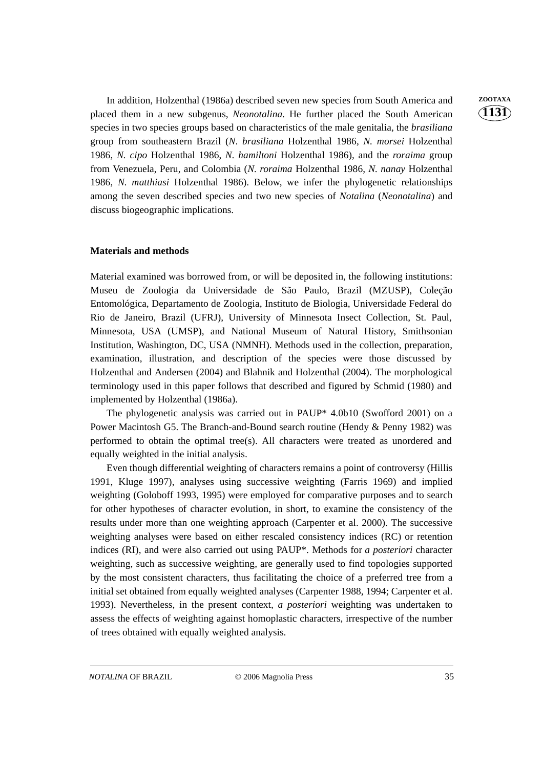In addition, Holzenthal (1986a) described seven new species from South America and placed them in a new subgenus, *Neonotalina*. He further placed the South American species in two species groups based on characteristics of the male genitalia, the *brasiliana* group from southeastern Brazil (*N. brasiliana* Holzenthal 1986, *N. morsei* Holzenthal 1986, *N. cipo* Holzenthal 1986, *N. hamiltoni* Holzenthal 1986), and the *roraima* group from Venezuela, Peru, and Colombia (*N. roraima* Holzenthal 1986, *N. nanay* Holzenthal 1986, *N. matthiasi* Holzenthal 1986). Below, we infer the phylogenetic relationships among the seven described species and two new species of *Notalina* (*Neonotalina*) and discuss biogeographic implications.

## Materials and methods

Material examined was borrowed from, or will be deposited in, the following institutions: Museu de Zoologia da Universidade de São Paulo, Brazil (MZUSP), Coleção Entomológica, Departamento de Zoologia, Instituto de Biologia, Universidade Federal do Rio de Janeiro, Brazil (UFRJ), University of Minnesota Insect Collection, St. Paul, Minnesota, USA (UMSP), and National Museum of Natural History, Smithsonian Institution, Washington, DC, USA (NMNH). Methods used in the collection, preparation, examination, illustration, and description of the species were those discussed by Holzenthal and Andersen (2004) and Blahnik and Holzenthal (2004). The morphological terminology used in this paper follows that described and figured by Schmid (1980) and implemented by Holzenthal (1986a).

The phylogenetic analysis was carried out in PAUP* 4.0b10 (Swofford 2001) on a Power Macintosh G5. The Branch-and-Bound search routine (Hendy & Penny 1982) was performed to obtain the optimal tree(s). All characters were treated as unordered and equally weighted in the initial analysis.

Even though differential weighting of characters remains a point of controversy (Hillis 1991, Kluge 1997), analyses using successive weighting (Farris 1969) and implied weighting (Goloboff 1993, 1995) were employed for comparative purposes and to search for other hypotheses of character evolution, in short, to examine the consistency of the results under more than one weighting approach (Carpenter et al. 2000). The successive weighting analyses were based on either rescaled consistency indices (RC) or retention indices (RI), and were also carried out using PAUP*. Methods for *a posteriori* character weighting, such as successive weighting, are generally used to find topologies supported by the most consistent characters, thus facilitating the choice of a preferred tree from a initial set obtained from equally weighted analyses (Carpenter 1988, 1994; Carpenter et al. 1993). Nevertheless, in the present context, *a posteriori* weighting was undertaken to assess the effects of weighting against homoplastic characters, irrespective of the number of trees obtained with equally weighted analysis.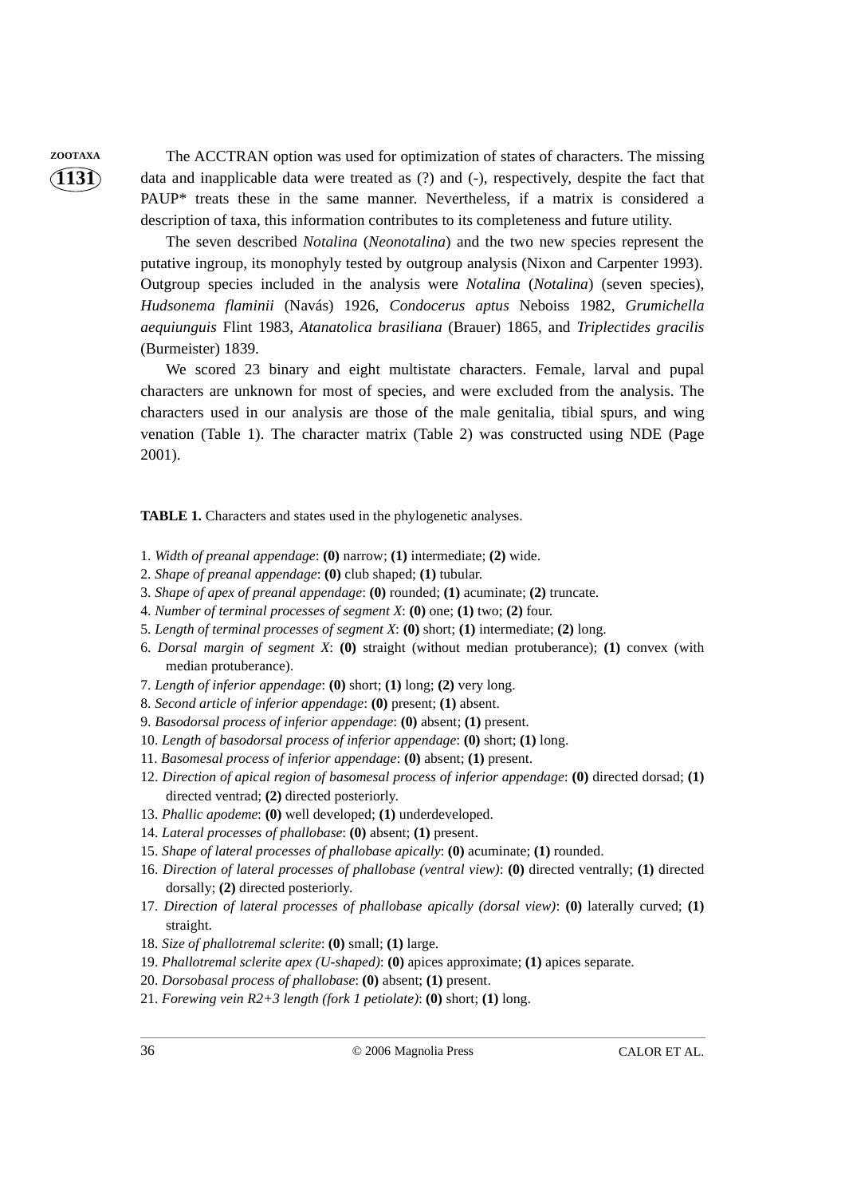The ACCTRAN option was used for optimization of states of characters. The missing data and inapplicable data were treated as (?) and (-), respectively, despite the fact that PAUP* treats these in the same manner. Nevertheless, if a matrix is considered a description of taxa, this information contributes to its completeness and future utility.

The seven described *Notalina* (*Neonotalina*) and the two new species represent the putative ingroup, its monophyly tested by outgroup analysis (Nixon and Carpenter 1993). Outgroup species included in the analysis were *Notalina* (*Notalina*) (seven species), *Hudsonema flaminii* (Navás) 1926, *Condocerus aptus* Neboiss 1982, *Grumichella aequiunguis* Flint 1983, *Atanatolica brasiliana* (Brauer) 1865, and *Triplectides gracilis* (Burmeister) 1839.

We scored 23 binary and eight multistate characters. Female, larval and pupal characters are unknown for most of species, and were excluded from the analysis. The characters used in our analysis are those of the male genitalia, tibial spurs, and wing venation (Table 1). The character matrix (Table 2) was constructed using NDE (Page 2001).

**TABLE 1.** Characters and states used in the phylogenetic analyses.

1. *Width of preanal appendage*: **(0)** narrow; **(1)** intermediate; **(2)** wide.
2. *Shape of preanal appendage*: **(0)** club shaped; **(1)** tubular.
3. *Shape of apex of preanal appendage*: **(0)** rounded; **(1)** acuminate; **(2)** truncate.
4. *Number of terminal processes of segment X*: **(0)** one; **(1)** two; **(2)** four.
5. *Length of terminal processes of segment X*: **(0)** short; **(1)** intermediate; **(2)** long.
6. *Dorsal margin of segment X*: **(0)** straight (without median protuberance); **(1)** convex (with median protuberance).
7. *Length of inferior appendage*: **(0)** short; **(1)** long; **(2)** very long.
8. *Second article of inferior appendage*: **(0)** present; **(1)** absent.
9. *Basodorsal process of inferior appendage*: **(0)** absent; **(1)** present.
10. *Length of basodorsal process of inferior appendage*: **(0)** short; **(1)** long.
11. *Basomesal process of inferior appendage*: **(0)** absent; **(1)** present.
12. *Direction of apical region of basomesal process of inferior appendage*: **(0)** directed dorsad; **(1)** directed ventrad; **(2)** directed posteriorly.
13. *Phallic apodeme*: **(0)** well developed; **(1)** underdeveloped.
14. *Lateral processes of phallobase*: **(0)** absent; **(1)** present.
15. *Shape of lateral processes of phallobase apically*: **(0)** acuminate; **(1)** rounded.
16. *Direction of lateral processes of phallobase (ventral view)*: **(0)** directed ventrally; **(1)** directed dorsally; **(2)** directed posteriorly.
17. *Direction of lateral processes of phallobase apically (dorsal view)*: **(0)** laterally curved; **(1)** straight.
18. *Size of phallotremal sclerite*: **(0)** small; **(1)** large.
19. *Phallotremal sclerite apex (U-shaped)*: **(0)** apices approximate; **(1)** apices separate.
20. *Dorsobasal process of phallobase*: **(0)** absent; **(1)** present.
21. *Forewing vein R2+3 length (fork 1 petiolate)*: **(0)** short; **(1)** long.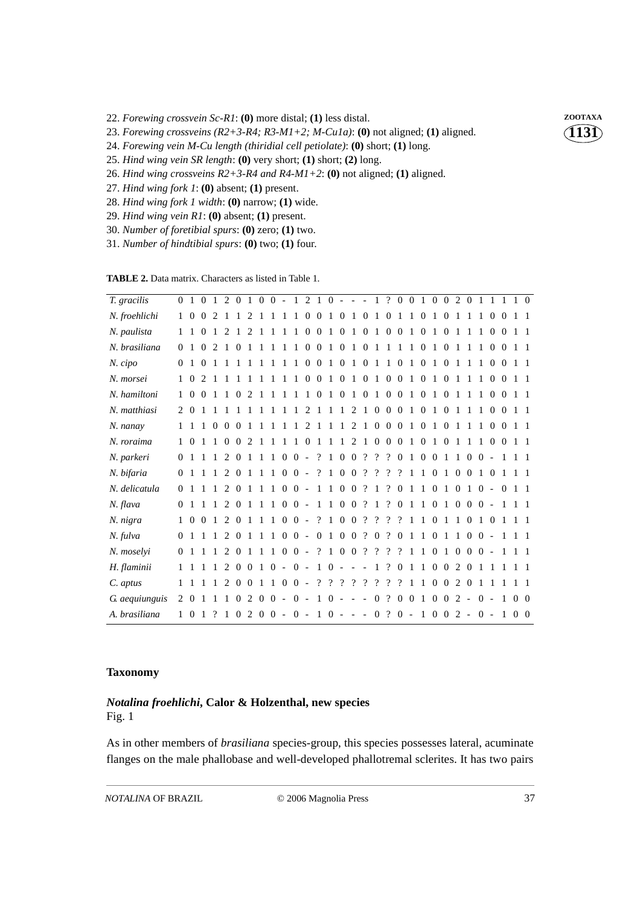22. *Forewing crossvein Sc-R1*: **(0)** more distal; **(1)** less distal.
23. *Forewing crossveins (R2+3-R4; R3-M1+2; M-Cu1a)*: **(0)** not aligned; **(1)** aligned.
24. *Forewing vein M-Cu length (thiridial cell petiolate)*: **(0)** short; **(1)** long.
25. *Hind wing vein SR length*: **(0)** very short; **(1)** short; **(2)** long.
26. *Hind wing crossveins R2+3-R4 and R4-M1+2*: **(0)** not aligned; **(1)** aligned.
27. *Hind wing fork 1*: **(0)** absent; **(1)** present.
28. *Hind wing fork 1 width*: **(0)** narrow; **(1)** wide.
29. *Hind wing vein R1*: **(0)** absent; **(1)** present.
30. *Number of foretibial spurs*: **(0)** zero; **(1)** two.
31. *Number of hindtibial spurs*: **(0)** two; **(1)** four.

**TABLE 2.** Data matrix. Characters as listed in Table 1.

| Taxon | Characters |
|---|---|
| *T. gracilis* | 0 1 0 1 2 0 1 0 0 - 1 2 1 0 - - - 1 ? 0 0 1 0 0 2 0 1 1 1 1 0 |
| *N. froehlichi* | 1 0 0 2 1 1 2 1 1 1 1 0 0 1 0 1 0 1 0 1 1 0 1 0 1 1 1 0 0 1 1 |
| *N. paulista* | 1 1 0 1 2 1 2 1 1 1 1 0 0 1 0 1 0 1 0 0 1 0 1 0 1 1 1 0 0 1 1 |
| *N. brasiliana* | 0 1 0 2 1 0 1 1 1 1 1 0 0 1 0 1 0 1 1 1 1 0 1 0 1 1 1 0 0 1 1 |
| *N. cipo* | 0 1 0 1 1 1 1 1 1 1 1 0 0 1 0 1 0 1 1 0 1 0 1 0 1 1 1 0 0 1 1 |
| *N. morsei* | 1 0 2 1 1 1 1 1 1 1 1 0 0 1 0 1 0 1 0 0 1 0 1 0 1 1 1 0 0 1 1 |
| *N. hamiltoni* | 1 0 0 1 1 0 2 1 1 1 1 1 0 1 0 1 0 1 0 0 1 0 1 0 1 1 1 0 0 1 1 |
| *N. matthiasi* | 2 0 1 1 1 1 1 1 1 1 1 2 1 1 1 2 1 0 0 0 1 0 1 0 1 1 1 0 0 1 1 |
| *N. nanay* | 1 1 1 0 0 0 1 1 1 1 1 2 1 1 1 2 1 0 0 0 1 0 1 0 1 1 1 0 0 1 1 |
| *N. roraima* | 1 0 1 1 0 0 2 1 1 1 1 0 1 1 1 2 1 0 0 0 1 0 1 0 1 1 1 0 0 1 1 |
| *N. parkeri* | 0 1 1 1 2 0 1 1 1 0 0 - ? 1 0 0 ? ? ? 0 1 0 0 1 1 0 0 - 1 1 1 |
| *N. bifaria* | 0 1 1 1 2 0 1 1 1 0 0 - ? 1 0 0 ? ? ? ? 1 1 0 1 0 0 1 0 1 1 1 |
| *N. delicatula* | 0 1 1 1 2 0 1 1 1 0 0 - 1 1 0 0 ? 1 ? 0 1 1 0 1 0 1 0 - 0 1 1 |
| *N. flava* | 0 1 1 1 2 0 1 1 1 0 0 - 1 1 0 0 ? 1 ? 0 1 1 0 1 0 0 0 - 1 1 1 |
| *N. nigra* | 1 0 0 1 2 0 1 1 1 0 0 - ? 1 0 0 ? ? ? ? 1 1 0 1 1 0 1 0 1 1 1 |
| *N. fulva* | 0 1 1 1 2 0 1 1 1 0 0 - 0 1 0 0 ? 0 ? 0 1 1 0 1 1 0 0 - 1 1 1 |
| *N. moselyi* | 0 1 1 1 2 0 1 1 1 0 0 - ? 1 0 0 ? ? ? ? 1 1 0 1 0 0 0 - 1 1 1 |
| *H. flaminii* | 1 1 1 1 2 0 0 1 0 - 0 - 1 0 - - - 1 ? 0 1 1 0 0 2 0 1 1 1 1 1 |
| *C. aptus* | 1 1 1 1 2 0 0 1 1 0 0 - ? ? ? ? ? ? ? ? 1 1 0 0 2 0 1 1 1 1 1 |
| *G. aequiunguis* | 2 0 1 1 1 0 2 0 0 - 0 - 1 0 - - - 0 ? 0 0 1 0 0 2 - 0 - 1 0 0 |
| *A. brasiliana* | 1 0 1 ? 1 0 2 0 0 - 0 - 1 0 - - - 0 ? 0 - 1 0 0 2 - 0 - 1 0 0 |

## Taxonomy

### *Notalina froehlichi*, Calor & Holzenthal, new species

Fig. 1

As in other members of *brasiliana* species-group, this species possesses lateral, acuminate flanges on the male phallobase and well-developed phallotremal sclerites. It has two pairs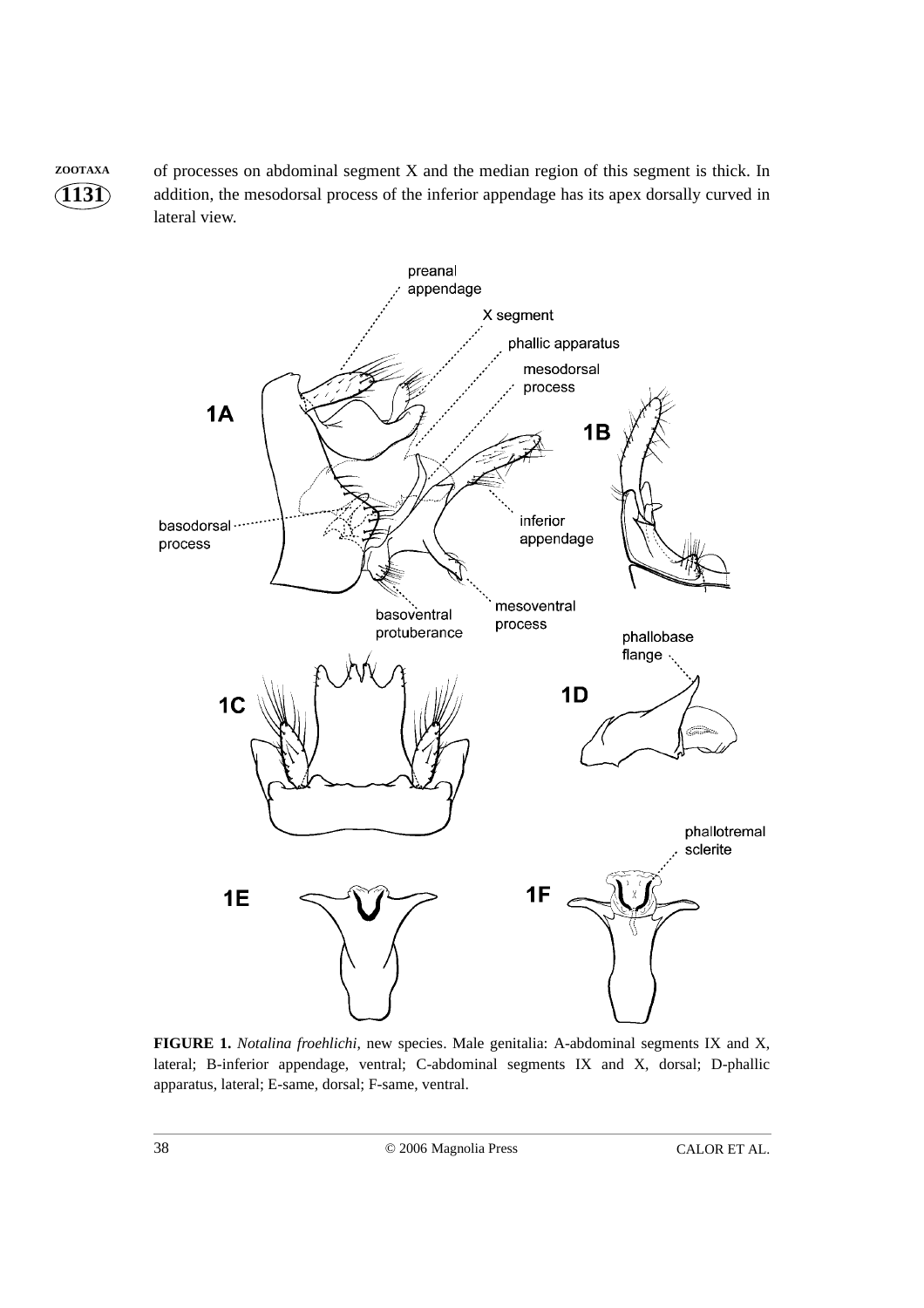of processes on abdominal segment X and the median region of this segment is thick. In addition, the mesodorsal process of the inferior appendage has its apex dorsally curved in lateral view.

**FIGURE 1.** *Notalina froehlichi*, new species. Male genitalia: A-abdominal segments IX and X, lateral; B-inferior appendage, ventral; C-abdominal segments IX and X, dorsal; D-phallic apparatus, lateral; E-same, dorsal; F-same, ventral.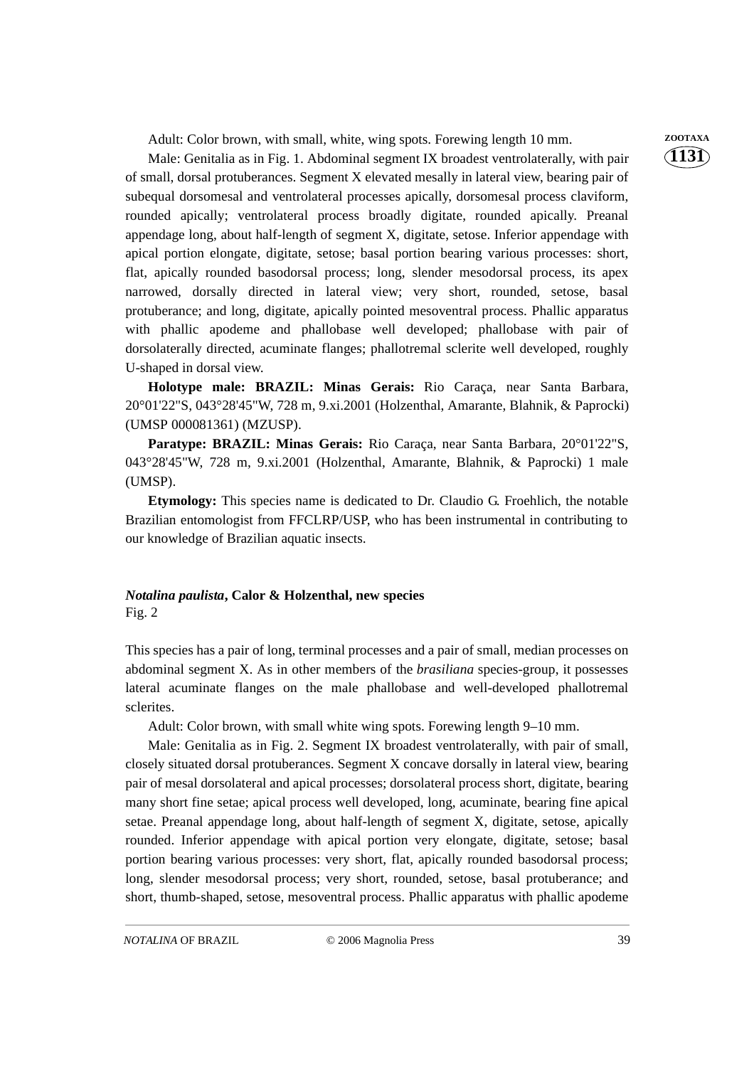Adult: Color brown, with small, white, wing spots. Forewing length 10 mm.

Male: Genitalia as in Fig. 1. Abdominal segment IX broadest ventrolaterally, with pair of small, dorsal protuberances. Segment X elevated mesally in lateral view, bearing pair of subequal dorsomesal and ventrolateral processes apically, dorsomesal process claviform, rounded apically; ventrolateral process broadly digitate, rounded apically. Preanal appendage long, about half-length of segment X, digitate, setose. Inferior appendage with apical portion elongate, digitate, setose; basal portion bearing various processes: short, flat, apically rounded basodorsal process; long, slender mesodorsal process, its apex narrowed, dorsally directed in lateral view; very short, rounded, setose, basal protuberance; and long, digitate, apically pointed mesoventral process. Phallic apparatus with phallic apodeme and phallobase well developed; phallobase with pair of dorsolaterally directed, acuminate flanges; phallotremal sclerite well developed, roughly U-shaped in dorsal view.

**Holotype male: BRAZIL: Minas Gerais:** Rio Caraça, near Santa Barbara, 20°01'22"S, 043°28'45"W, 728 m, 9.xi.2001 (Holzenthal, Amarante, Blahnik, & Paprocki) (UMSP 000081361) (MZUSP).

**Paratype: BRAZIL: Minas Gerais:** Rio Caraça, near Santa Barbara, 20°01'22"S, 043°28'45"W, 728 m, 9.xi.2001 (Holzenthal, Amarante, Blahnik, & Paprocki) 1 male (UMSP).

**Etymology:** This species name is dedicated to Dr. Claudio G. Froehlich, the notable Brazilian entomologist from FFCLRP/USP, who has been instrumental in contributing to our knowledge of Brazilian aquatic insects.

### ***Notalina paulista*, Calor & Holzenthal, new species**

Fig. 2

This species has a pair of long, terminal processes and a pair of small, median processes on abdominal segment X. As in other members of the *brasiliana* species-group, it possesses lateral acuminate flanges on the male phallobase and well-developed phallotremal sclerites.

Adult: Color brown, with small white wing spots. Forewing length 9–10 mm.

Male: Genitalia as in Fig. 2. Segment IX broadest ventrolaterally, with pair of small, closely situated dorsal protuberances. Segment X concave dorsally in lateral view, bearing pair of mesal dorsolateral and apical processes; dorsolateral process short, digitate, bearing many short fine setae; apical process well developed, long, acuminate, bearing fine apical setae. Preanal appendage long, about half-length of segment X, digitate, setose, apically rounded. Inferior appendage with apical portion very elongate, digitate, setose; basal portion bearing various processes: very short, flat, apically rounded basodorsal process; long, slender mesodorsal process; very short, rounded, setose, basal protuberance; and short, thumb-shaped, setose, mesoventral process. Phallic apparatus with phallic apodeme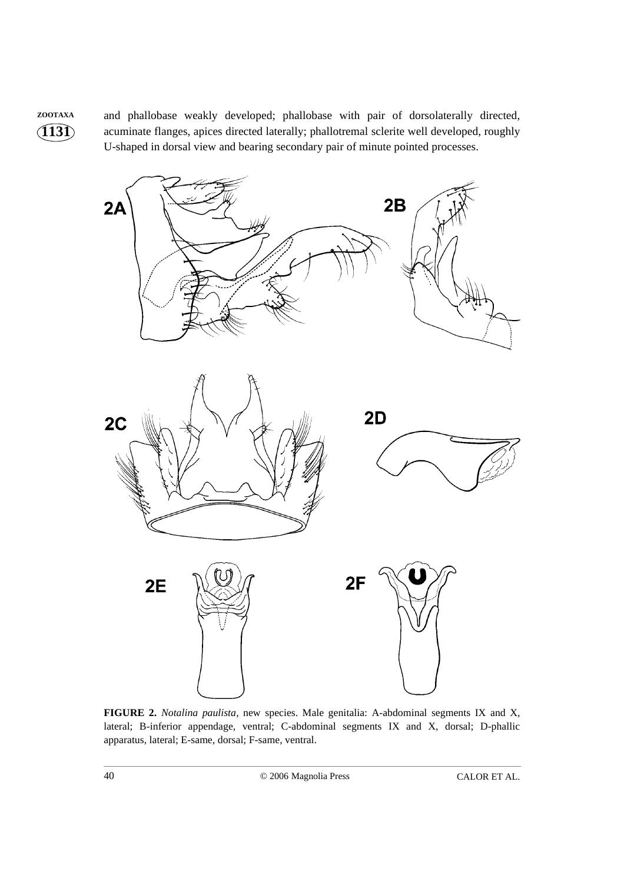and phallobase weakly developed; phallobase with pair of dorsolaterally directed, acuminate flanges, apices directed laterally; phallotremal sclerite well developed, roughly U-shaped in dorsal view and bearing secondary pair of minute pointed processes.

**FIGURE 2.** *Notalina paulista*, new species. Male genitalia: A-abdominal segments IX and X, lateral; B-inferior appendage, ventral; C-abdominal segments IX and X, dorsal; D-phallic apparatus, lateral; E-same, dorsal; F-same, ventral.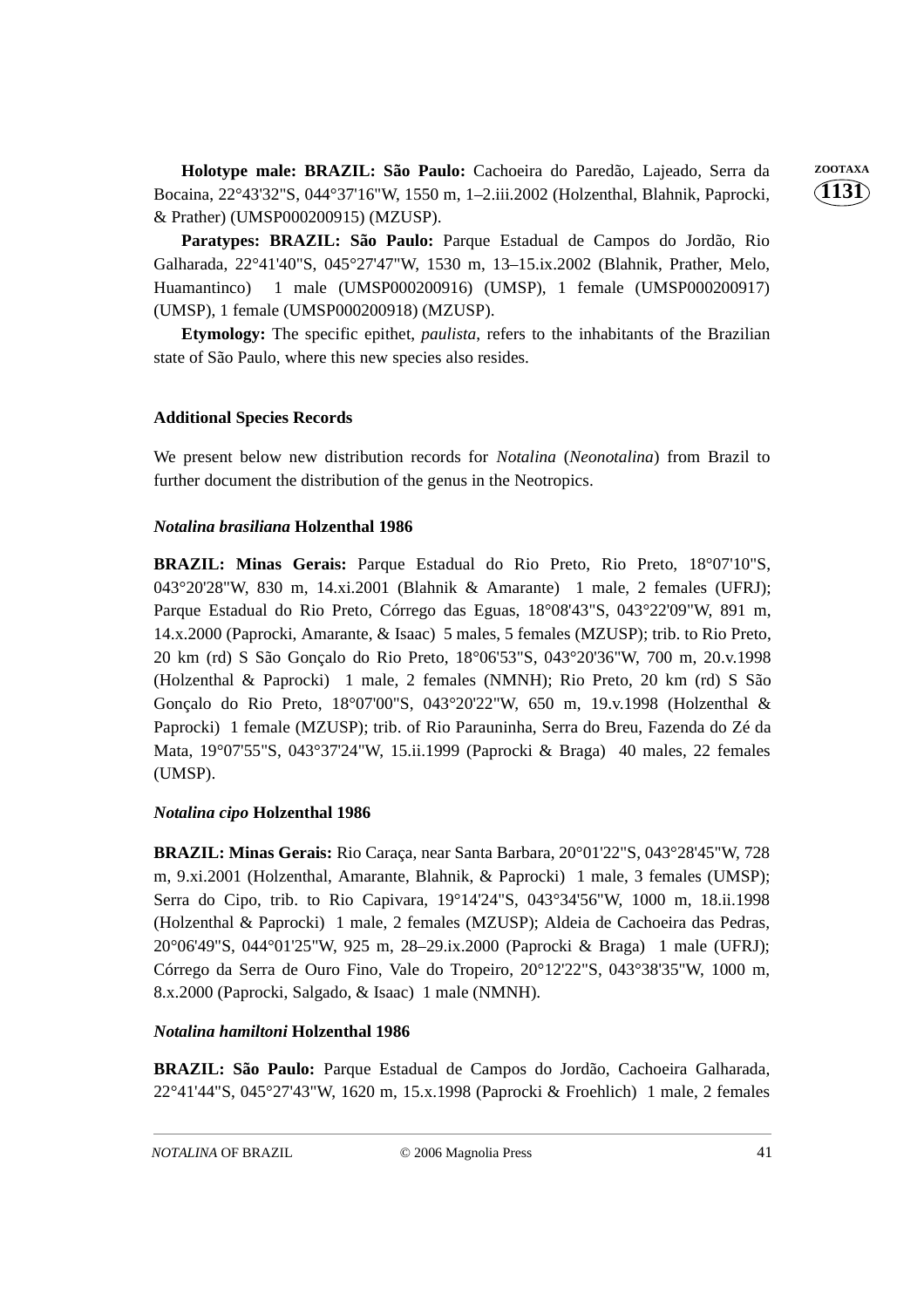**Holotype male: BRAZIL: São Paulo:** Cachoeira do Paredão, Lajeado, Serra da Bocaina, 22°43'32"S, 044°37'16"W, 1550 m, 1–2.iii.2002 (Holzenthal, Blahnik, Paprocki, & Prather) (UMSP000200915) (MZUSP).

**Paratypes: BRAZIL: São Paulo:** Parque Estadual de Campos do Jordão, Rio Galharada, 22°41'40"S, 045°27'47"W, 1530 m, 13–15.ix.2002 (Blahnik, Prather, Melo, Huamantinco) 1 male (UMSP000200916) (UMSP), 1 female (UMSP000200917) (UMSP), 1 female (UMSP000200918) (MZUSP).

**Etymology:** The specific epithet, *paulista*, refers to the inhabitants of the Brazilian state of São Paulo, where this new species also resides.

## Additional Species Records

We present below new distribution records for *Notalina* (*Neonotalina*) from Brazil to further document the distribution of the genus in the Neotropics.

### *Notalina brasiliana* Holzenthal 1986

**BRAZIL: Minas Gerais:** Parque Estadual do Rio Preto, Rio Preto, 18°07'10"S, 043°20'28"W, 830 m, 14.xi.2001 (Blahnik & Amarante) 1 male, 2 females (UFRJ); Parque Estadual do Rio Preto, Córrego das Eguas, 18°08'43"S, 043°22'09"W, 891 m, 14.x.2000 (Paprocki, Amarante, & Isaac) 5 males, 5 females (MZUSP); trib. to Rio Preto, 20 km (rd) S São Gonçalo do Rio Preto, 18°06'53"S, 043°20'36"W, 700 m, 20.v.1998 (Holzenthal & Paprocki) 1 male, 2 females (NMNH); Rio Preto, 20 km (rd) S São Gonçalo do Rio Preto, 18°07'00"S, 043°20'22"W, 650 m, 19.v.1998 (Holzenthal & Paprocki) 1 female (MZUSP); trib. of Rio Parauninha, Serra do Breu, Fazenda do Zé da Mata, 19°07'55"S, 043°37'24"W, 15.ii.1999 (Paprocki & Braga) 40 males, 22 females (UMSP).

### *Notalina cipo* Holzenthal 1986

**BRAZIL: Minas Gerais:** Rio Caraça, near Santa Barbara, 20°01'22"S, 043°28'45"W, 728 m, 9.xi.2001 (Holzenthal, Amarante, Blahnik, & Paprocki) 1 male, 3 females (UMSP); Serra do Cipo, trib. to Rio Capivara, 19°14'24"S, 043°34'56"W, 1000 m, 18.ii.1998 (Holzenthal & Paprocki) 1 male, 2 females (MZUSP); Aldeia de Cachoeira das Pedras, 20°06'49"S, 044°01'25"W, 925 m, 28–29.ix.2000 (Paprocki & Braga) 1 male (UFRJ); Córrego da Serra de Ouro Fino, Vale do Tropeiro, 20°12'22"S, 043°38'35"W, 1000 m, 8.x.2000 (Paprocki, Salgado, & Isaac) 1 male (NMNH).

### *Notalina hamiltoni* Holzenthal 1986

**BRAZIL: São Paulo:** Parque Estadual de Campos do Jordão, Cachoeira Galharada, 22°41'44"S, 045°27'43"W, 1620 m, 15.x.1998 (Paprocki & Froehlich) 1 male, 2 females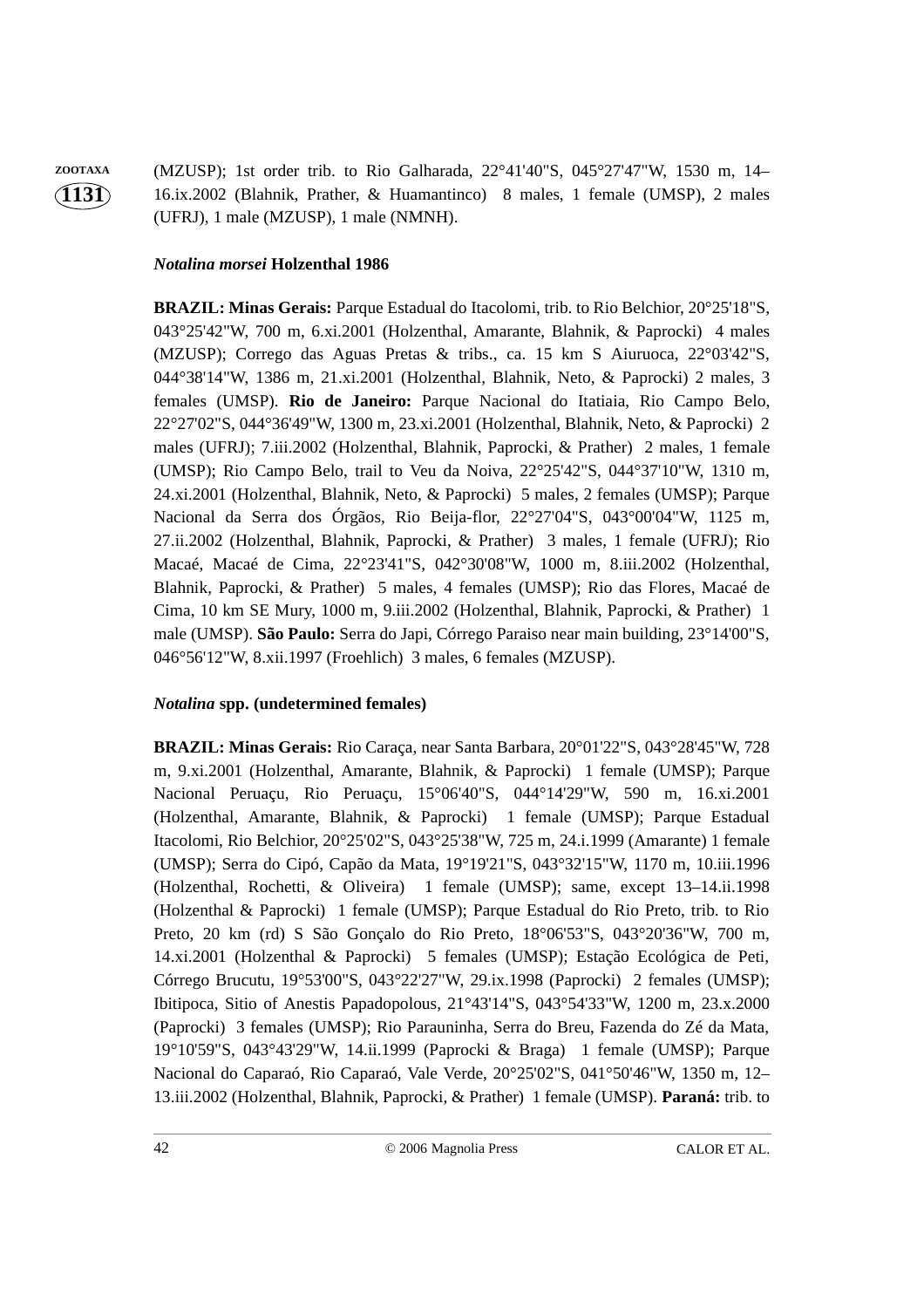(MZUSP); 1st order trib. to Rio Galharada, 22°41'40"S, 045°27'47"W, 1530 m, 14–16.ix.2002 (Blahnik, Prather, & Huamantinco) 8 males, 1 female (UMSP), 2 males (UFRJ), 1 male (MZUSP), 1 male (NMNH).

***Notalina morsei*** **Holzenthal 1986**

**BRAZIL: Minas Gerais:** Parque Estadual do Itacolomi, trib. to Rio Belchior, 20°25'18"S, 043°25'42"W, 700 m, 6.xi.2001 (Holzenthal, Amarante, Blahnik, & Paprocki) 4 males (MZUSP); Corrego das Aguas Pretas & tribs., ca. 15 km S Aiuruoca, 22°03'42"S, 044°38'14"W, 1386 m, 21.xi.2001 (Holzenthal, Blahnik, Neto, & Paprocki) 2 males, 3 females (UMSP). **Rio de Janeiro:** Parque Nacional do Itatiaia, Rio Campo Belo, 22°27'02"S, 044°36'49"W, 1300 m, 23.xi.2001 (Holzenthal, Blahnik, Neto, & Paprocki) 2 males (UFRJ); 7.iii.2002 (Holzenthal, Blahnik, Paprocki, & Prather) 2 males, 1 female (UMSP); Rio Campo Belo, trail to Veu da Noiva, 22°25'42"S, 044°37'10"W, 1310 m, 24.xi.2001 (Holzenthal, Blahnik, Neto, & Paprocki) 5 males, 2 females (UMSP); Parque Nacional da Serra dos Órgãos, Rio Beija-flor, 22°27'04"S, 043°00'04"W, 1125 m, 27.ii.2002 (Holzenthal, Blahnik, Paprocki, & Prather) 3 males, 1 female (UFRJ); Rio Macaé, Macaé de Cima, 22°23'41"S, 042°30'08"W, 1000 m, 8.iii.2002 (Holzenthal, Blahnik, Paprocki, & Prather) 5 males, 4 females (UMSP); Rio das Flores, Macaé de Cima, 10 km SE Mury, 1000 m, 9.iii.2002 (Holzenthal, Blahnik, Paprocki, & Prather) 1 male (UMSP). **São Paulo:** Serra do Japi, Córrego Paraiso near main building, 23°14'00"S, 046°56'12"W, 8.xii.1997 (Froehlich) 3 males, 6 females (MZUSP).

***Notalina*** **spp. (undetermined females)**

**BRAZIL: Minas Gerais:** Rio Caraça, near Santa Barbara, 20°01'22"S, 043°28'45"W, 728 m, 9.xi.2001 (Holzenthal, Amarante, Blahnik, & Paprocki) 1 female (UMSP); Parque Nacional Peruaçu, Rio Peruaçu, 15°06'40"S, 044°14'29"W, 590 m, 16.xi.2001 (Holzenthal, Amarante, Blahnik, & Paprocki) 1 female (UMSP); Parque Estadual Itacolomi, Rio Belchior, 20°25'02"S, 043°25'38"W, 725 m, 24.i.1999 (Amarante) 1 female (UMSP); Serra do Cipó, Capão da Mata, 19°19'21"S, 043°32'15"W, 1170 m, 10.iii.1996 (Holzenthal, Rochetti, & Oliveira) 1 female (UMSP); same, except 13–14.ii.1998 (Holzenthal & Paprocki) 1 female (UMSP); Parque Estadual do Rio Preto, trib. to Rio Preto, 20 km (rd) S São Gonçalo do Rio Preto, 18°06'53"S, 043°20'36"W, 700 m, 14.xi.2001 (Holzenthal & Paprocki) 5 females (UMSP); Estação Ecológica de Peti, Córrego Brucutu, 19°53'00"S, 043°22'27"W, 29.ix.1998 (Paprocki) 2 females (UMSP); Ibitipoca, Sitio of Anestis Papadopolous, 21°43'14"S, 043°54'33"W, 1200 m, 23.x.2000 (Paprocki) 3 females (UMSP); Rio Parauninha, Serra do Breu, Fazenda do Zé da Mata, 19°10'59"S, 043°43'29"W, 14.ii.1999 (Paprocki & Braga) 1 female (UMSP); Parque Nacional do Caparaó, Rio Caparaó, Vale Verde, 20°25'02"S, 041°50'46"W, 1350 m, 12–13.iii.2002 (Holzenthal, Blahnik, Paprocki, & Prather) 1 female (UMSP). **Paraná:** trib. to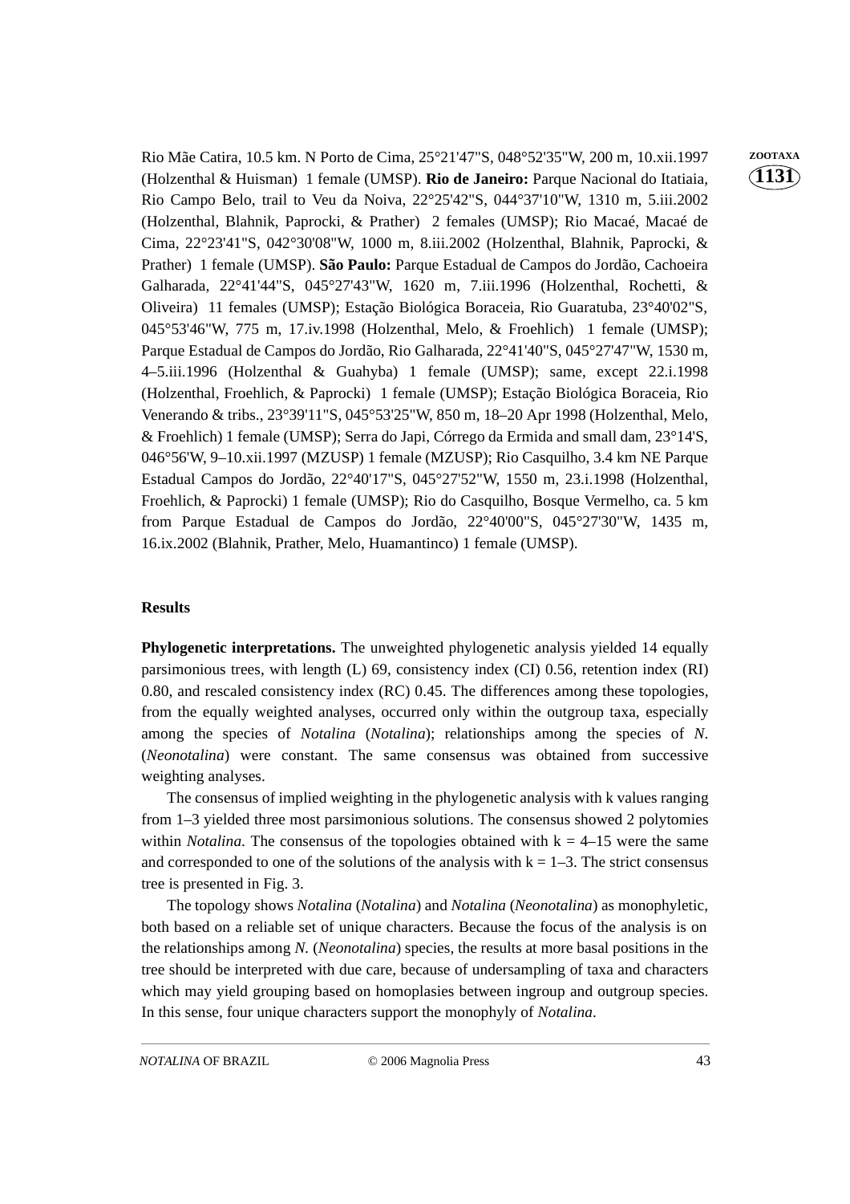Rio Mãe Catira, 10.5 km. N Porto de Cima, 25°21'47"S, 048°52'35"W, 200 m, 10.xii.1997 (Holzenthal & Huisman) 1 female (UMSP). **Rio de Janeiro:** Parque Nacional do Itatiaia, Rio Campo Belo, trail to Veu da Noiva, 22°25'42"S, 044°37'10"W, 1310 m, 5.iii.2002 (Holzenthal, Blahnik, Paprocki, & Prather) 2 females (UMSP); Rio Macaé, Macaé de Cima, 22°23'41"S, 042°30'08"W, 1000 m, 8.iii.2002 (Holzenthal, Blahnik, Paprocki, & Prather) 1 female (UMSP). **São Paulo:** Parque Estadual de Campos do Jordão, Cachoeira Galharada, 22°41'44"S, 045°27'43"W, 1620 m, 7.iii.1996 (Holzenthal, Rochetti, & Oliveira) 11 females (UMSP); Estação Biológica Boraceia, Rio Guaratuba, 23°40'02"S, 045°53'46"W, 775 m, 17.iv.1998 (Holzenthal, Melo, & Froehlich) 1 female (UMSP); Parque Estadual de Campos do Jordão, Rio Galharada, 22°41'40"S, 045°27'47"W, 1530 m, 4–5.iii.1996 (Holzenthal & Guahyba) 1 female (UMSP); same, except 22.i.1998 (Holzenthal, Froehlich, & Paprocki) 1 female (UMSP); Estação Biológica Boraceia, Rio Venerando & tribs., 23°39'11"S, 045°53'25"W, 850 m, 18–20 Apr 1998 (Holzenthal, Melo, & Froehlich) 1 female (UMSP); Serra do Japi, Córrego da Ermida and small dam, 23°14'S, 046°56'W, 9–10.xii.1997 (MZUSP) 1 female (MZUSP); Rio Casquilho, 3.4 km NE Parque Estadual Campos do Jordão, 22°40'17"S, 045°27'52"W, 1550 m, 23.i.1998 (Holzenthal, Froehlich, & Paprocki) 1 female (UMSP); Rio do Casquilho, Bosque Vermelho, ca. 5 km from Parque Estadual de Campos do Jordão, 22°40'00"S, 045°27'30"W, 1435 m, 16.ix.2002 (Blahnik, Prather, Melo, Huamantinco) 1 female (UMSP).

## Results

**Phylogenetic interpretations.** The unweighted phylogenetic analysis yielded 14 equally parsimonious trees, with length (L) 69, consistency index (CI) 0.56, retention index (RI) 0.80, and rescaled consistency index (RC) 0.45. The differences among these topologies, from the equally weighted analyses, occurred only within the outgroup taxa, especially among the species of *Notalina* (*Notalina*); relationships among the species of *N.* (*Neonotalina*) were constant. The same consensus was obtained from successive weighting analyses.

The consensus of implied weighting in the phylogenetic analysis with k values ranging from 1–3 yielded three most parsimonious solutions. The consensus showed 2 polytomies within *Notalina*. The consensus of the topologies obtained with $k = 4$–$15$ were the same and corresponded to one of the solutions of the analysis with $k = 1$–$3$. The strict consensus tree is presented in Fig. 3.

The topology shows *Notalina* (*Notalina*) and *Notalina* (*Neonotalina*) as monophyletic, both based on a reliable set of unique characters. Because the focus of the analysis is on the relationships among *N.* (*Neonotalina*) species, the results at more basal positions in the tree should be interpreted with due care, because of undersampling of taxa and characters which may yield grouping based on homoplasies between ingroup and outgroup species. In this sense, four unique characters support the monophyly of *Notalina*.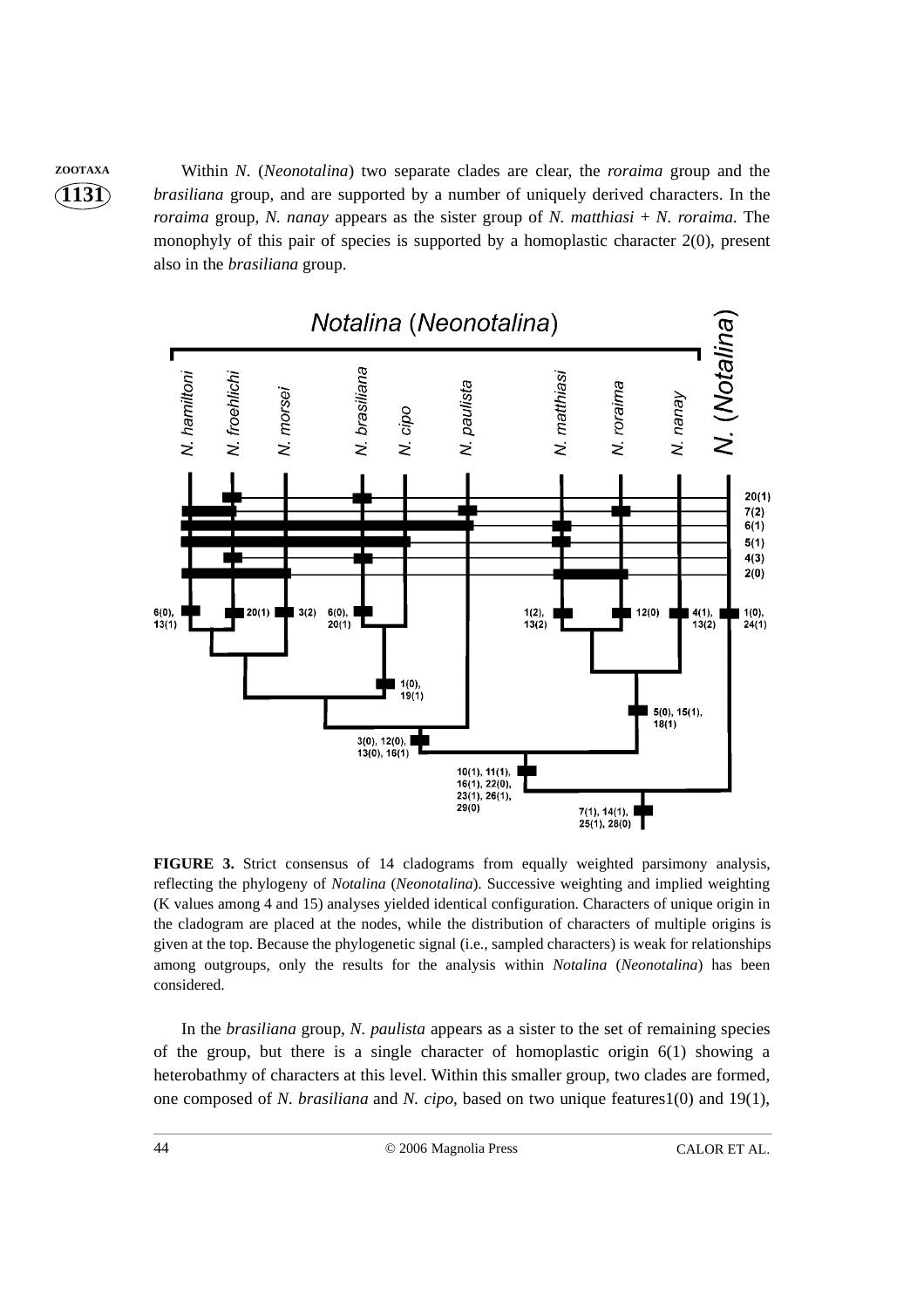Within *N.* (*Neonotalina*) two separate clades are clear, the *roraima* group and the *brasiliana* group, and are supported by a number of uniquely derived characters. In the *roraima* group, *N. nanay* appears as the sister group of *N. matthiasi* + *N. roraima*. The monophyly of this pair of species is supported by a homoplastic character 2(0), present also in the *brasiliana* group.

**FIGURE 3.** Strict consensus of 14 cladograms from equally weighted parsimony analysis, reflecting the phylogeny of *Notalina* (*Neonotalina*). Successive weighting and implied weighting (K values among 4 and 15) analyses yielded identical configuration. Characters of unique origin in the cladogram are placed at the nodes, while the distribution of characters of multiple origins is given at the top. Because the phylogenetic signal (i.e., sampled characters) is weak for relationships among outgroups, only the results for the analysis within *Notalina* (*Neonotalina*) has been considered.

In the *brasiliana* group, *N. paulista* appears as a sister to the set of remaining species of the group, but there is a single character of homoplastic origin 6(1) showing a heterobathmy of characters at this level. Within this smaller group, two clades are formed, one composed of *N. brasiliana* and *N. cipo*, based on two unique features1(0) and 19(1),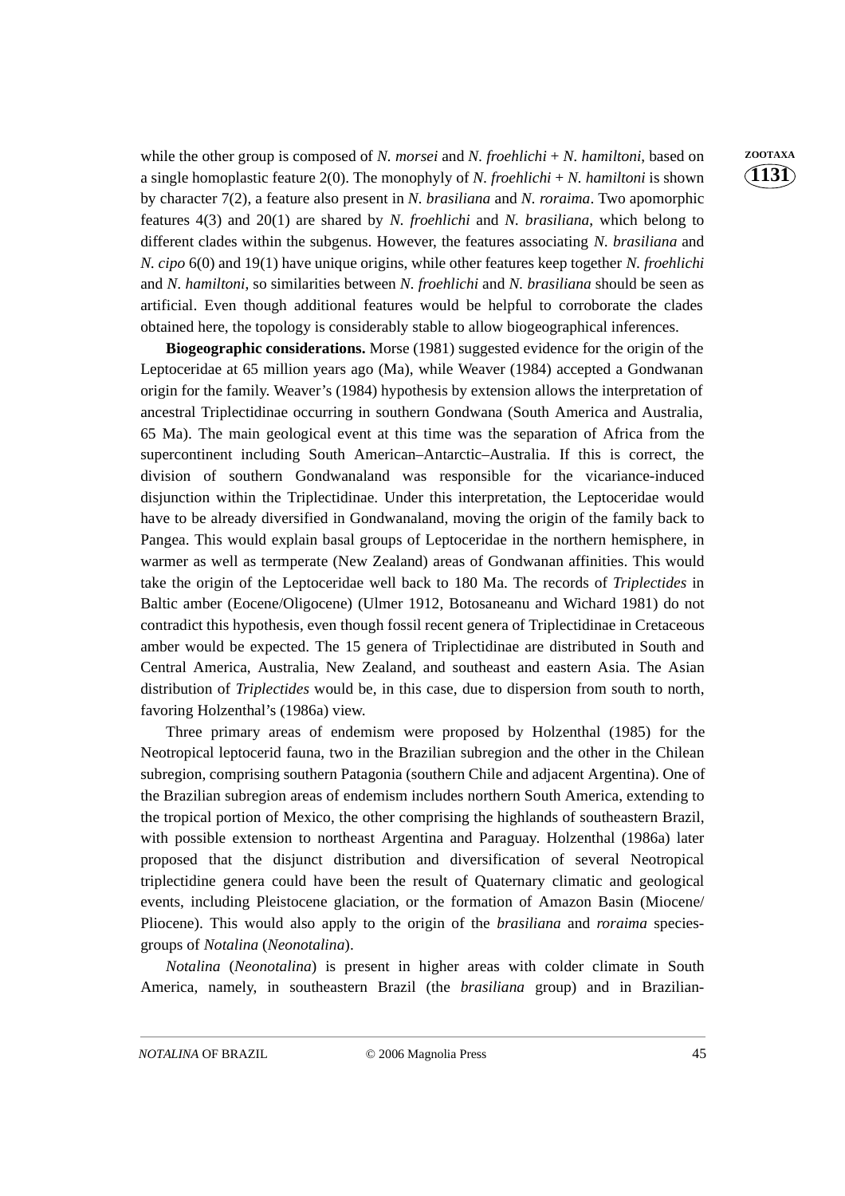while the other group is composed of *N. morsei* and *N. froehlichi* + *N. hamiltoni*, based on a single homoplastic feature 2(0). The monophyly of *N. froehlichi* + *N. hamiltoni* is shown by character 7(2), a feature also present in *N. brasiliana* and *N. roraima*. Two apomorphic features 4(3) and 20(1) are shared by *N. froehlichi* and *N. brasiliana*, which belong to different clades within the subgenus. However, the features associating *N. brasiliana* and *N. cipo* 6(0) and 19(1) have unique origins, while other features keep together *N. froehlichi* and *N. hamiltoni*, so similarities between *N. froehlichi* and *N. brasiliana* should be seen as artificial. Even though additional features would be helpful to corroborate the clades obtained here, the topology is considerably stable to allow biogeographical inferences.

**Biogeographic considerations.** Morse (1981) suggested evidence for the origin of the Leptoceridae at 65 million years ago (Ma), while Weaver (1984) accepted a Gondwanan origin for the family. Weaver's (1984) hypothesis by extension allows the interpretation of ancestral Triplectidinae occurring in southern Gondwana (South America and Australia, 65 Ma). The main geological event at this time was the separation of Africa from the supercontinent including South American–Antarctic–Australia. If this is correct, the division of southern Gondwanaland was responsible for the vicariance-induced disjunction within the Triplectidinae. Under this interpretation, the Leptoceridae would have to be already diversified in Gondwanaland, moving the origin of the family back to Pangea. This would explain basal groups of Leptoceridae in the northern hemisphere, in warmer as well as termperate (New Zealand) areas of Gondwanan affinities. This would take the origin of the Leptoceridae well back to 180 Ma. The records of *Triplectides* in Baltic amber (Eocene/Oligocene) (Ulmer 1912, Botosaneanu and Wichard 1981) do not contradict this hypothesis, even though fossil recent genera of Triplectidinae in Cretaceous amber would be expected. The 15 genera of Triplectidinae are distributed in South and Central America, Australia, New Zealand, and southeast and eastern Asia. The Asian distribution of *Triplectides* would be, in this case, due to dispersion from south to north, favoring Holzenthal's (1986a) view.

Three primary areas of endemism were proposed by Holzenthal (1985) for the Neotropical leptocerid fauna, two in the Brazilian subregion and the other in the Chilean subregion, comprising southern Patagonia (southern Chile and adjacent Argentina). One of the Brazilian subregion areas of endemism includes northern South America, extending to the tropical portion of Mexico, the other comprising the highlands of southeastern Brazil, with possible extension to northeast Argentina and Paraguay. Holzenthal (1986a) later proposed that the disjunct distribution and diversification of several Neotropical triplectidine genera could have been the result of Quaternary climatic and geological events, including Pleistocene glaciation, or the formation of Amazon Basin (Miocene/Pliocene). This would also apply to the origin of the *brasiliana* and *roraima* species-groups of *Notalina* (*Neonotalina*).

*Notalina* (*Neonotalina*) is present in higher areas with colder climate in South America, namely, in southeastern Brazil (the *brasiliana* group) and in Brazilian-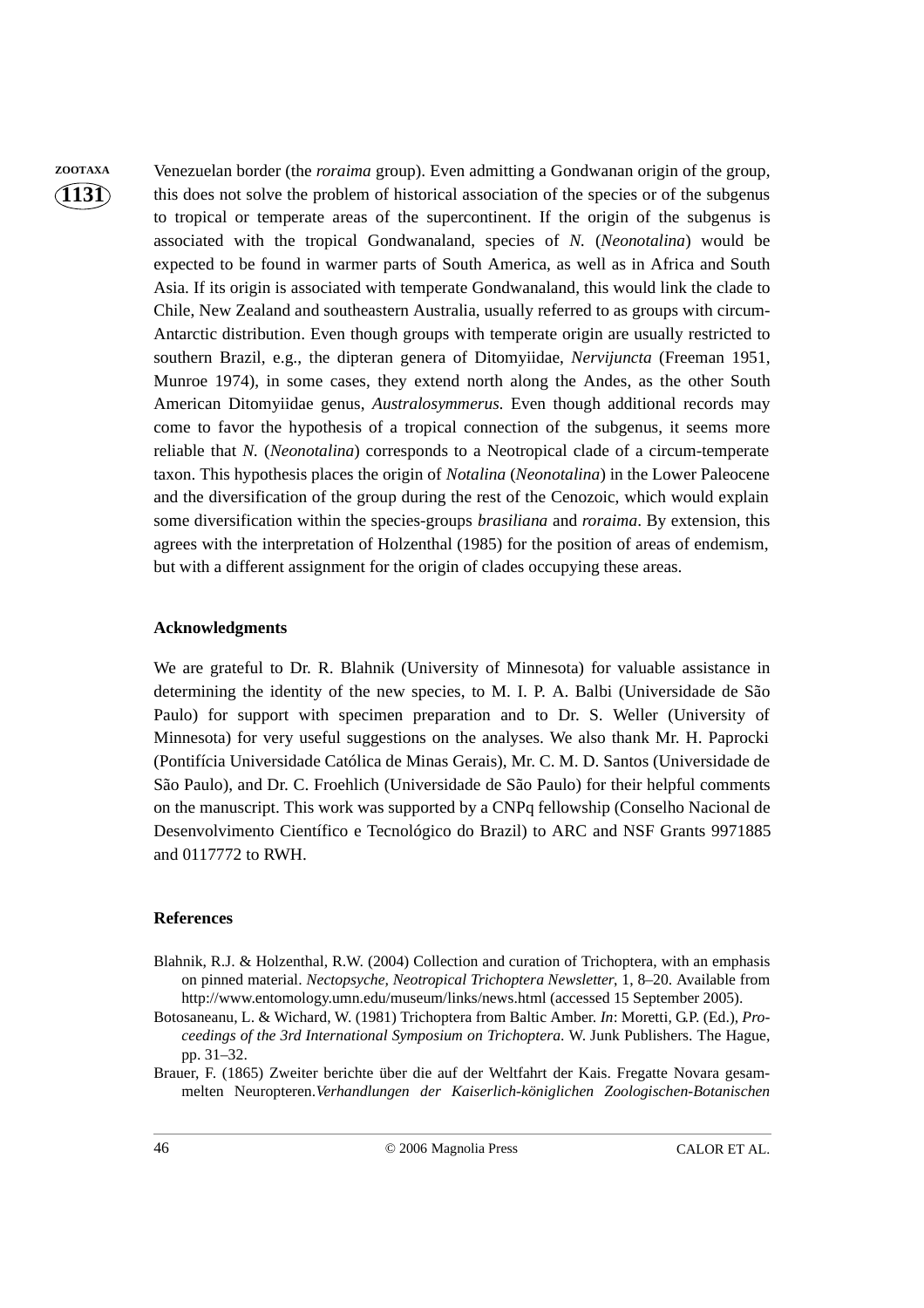Venezuelan border (the *roraima* group). Even admitting a Gondwanan origin of the group, this does not solve the problem of historical association of the species or of the subgenus to tropical or temperate areas of the supercontinent. If the origin of the subgenus is associated with the tropical Gondwanaland, species of *N.* (*Neonotalina*) would be expected to be found in warmer parts of South America, as well as in Africa and South Asia. If its origin is associated with temperate Gondwanaland, this would link the clade to Chile, New Zealand and southeastern Australia, usually referred to as groups with circum-Antarctic distribution. Even though groups with temperate origin are usually restricted to southern Brazil, e.g., the dipteran genera of Ditomyiidae, *Nervijuncta* (Freeman 1951, Munroe 1974), in some cases, they extend north along the Andes, as the other South American Ditomyiidae genus, *Australosymmerus.* Even though additional records may come to favor the hypothesis of a tropical connection of the subgenus, it seems more reliable that *N.* (*Neonotalina*) corresponds to a Neotropical clade of a circum-temperate taxon. This hypothesis places the origin of *Notalina* (*Neonotalina*) in the Lower Paleocene and the diversification of the group during the rest of the Cenozoic, which would explain some diversification within the species-groups *brasiliana* and *roraima*. By extension, this agrees with the interpretation of Holzenthal (1985) for the position of areas of endemism, but with a different assignment for the origin of clades occupying these areas.

## Acknowledgments

We are grateful to Dr. R. Blahnik (University of Minnesota) for valuable assistance in determining the identity of the new species, to M. I. P. A. Balbi (Universidade de São Paulo) for support with specimen preparation and to Dr. S. Weller (University of Minnesota) for very useful suggestions on the analyses. We also thank Mr. H. Paprocki (Pontifícia Universidade Católica de Minas Gerais), Mr. C. M. D. Santos (Universidade de São Paulo), and Dr. C. Froehlich (Universidade de São Paulo) for their helpful comments on the manuscript. This work was supported by a CNPq fellowship (Conselho Nacional de Desenvolvimento Científico e Tecnológico do Brazil) to ARC and NSF Grants 9971885 and 0117772 to RWH.

## References

Blahnik, R.J. & Holzenthal, R.W. (2004) Collection and curation of Trichoptera, with an emphasis on pinned material. *Nectopsyche, Neotropical Trichoptera Newsletter*, 1, 8–20. Available from http://www.entomology.umn.edu/museum/links/news.html (accessed 15 September 2005).

Botosaneanu, L. & Wichard, W. (1981) Trichoptera from Baltic Amber. *In*: Moretti, G.P. (Ed.), *Proceedings of the 3rd International Symposium on Trichoptera*. W. Junk Publishers. The Hague, pp. 31–32.

Brauer, F. (1865) Zweiter berichte über die auf der Weltfahrt der Kais. Fregatte Novara gesammelten Neuropteren.*Verhandlungen der Kaiserlich-königlichen Zoologischen-Botanischen*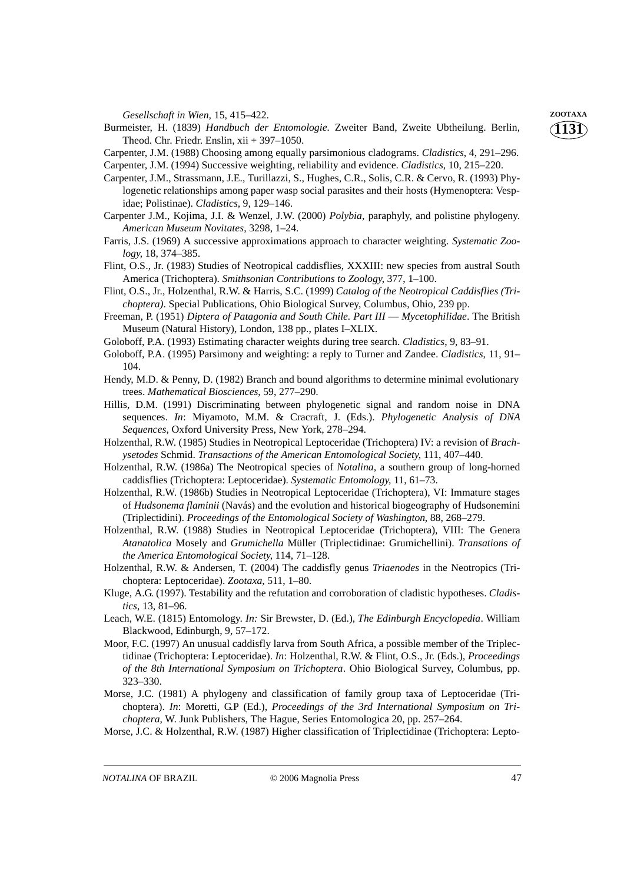*Gesellschaft in Wien*, 15, 415–422.

Burmeister, H. (1839) *Handbuch der Entomologie*. Zweiter Band, Zweite Ubtheilung. Berlin, Theod. Chr. Friedr. Enslin, xii + 397–1050.

Carpenter, J.M. (1988) Choosing among equally parsimonious cladograms. *Cladistics*, 4, 291–296.

Carpenter, J.M. (1994) Successive weighting, reliability and evidence. *Cladistics*, 10, 215–220.

Carpenter, J.M., Strassmann, J.E., Turillazzi, S., Hughes, C.R., Solis, C.R. & Cervo, R. (1993) Phylogenetic relationships among paper wasp social parasites and their hosts (Hymenoptera: Vespidae; Polistinae). *Cladistics*, 9, 129–146.

Carpenter J.M., Kojima, J.I. & Wenzel, J.W. (2000) *Polybia*, paraphyly, and polistine phylogeny. *American Museum Novitates*, 3298, 1–24.

Farris, J.S. (1969) A successive approximations approach to character weighting. *Systematic Zoology*, 18, 374–385.

Flint, O.S., Jr. (1983) Studies of Neotropical caddisflies, XXXIII: new species from austral South America (Trichoptera). *Smithsonian Contributions to Zoology*, 377, 1–100.

Flint, O.S., Jr., Holzenthal, R.W. & Harris, S.C. (1999) *Catalog of the Neotropical Caddisflies (Trichoptera)*. Special Publications, Ohio Biological Survey, Columbus, Ohio, 239 pp.

Freeman, P. (1951) *Diptera of Patagonia and South Chile. Part III — Mycetophilidae*. The British Museum (Natural History), London, 138 pp., plates I–XLIX.

Goloboff, P.A. (1993) Estimating character weights during tree search. *Cladistics*, 9, 83–91.

Goloboff, P.A. (1995) Parsimony and weighting: a reply to Turner and Zandee. *Cladistics*, 11, 91–104.

Hendy, M.D. & Penny, D. (1982) Branch and bound algorithms to determine minimal evolutionary trees. *Mathematical Biosciences*, 59, 277–290.

Hillis, D.M. (1991) Discriminating between phylogenetic signal and random noise in DNA sequences. *In*: Miyamoto, M.M. & Cracraft, J. (Eds.). *Phylogenetic Analysis of DNA Sequences*, Oxford University Press, New York, 278–294.

Holzenthal, R.W. (1985) Studies in Neotropical Leptoceridae (Trichoptera) IV: a revision of *Brachysetodes* Schmid. *Transactions of the American Entomological Society*, 111, 407–440.

Holzenthal, R.W. (1986a) The Neotropical species of *Notalina*, a southern group of long-horned caddisflies (Trichoptera: Leptoceridae). *Systematic Entomology*, 11, 61–73.

Holzenthal, R.W. (1986b) Studies in Neotropical Leptoceridae (Trichoptera), VI: Immature stages of *Hudsonema flaminii* (Navás) and the evolution and historical biogeography of Hudsonemini (Triplectidini). *Proceedings of the Entomological Society of Washington*, 88, 268–279.

Holzenthal, R.W. (1988) Studies in Neotropical Leptoceridae (Trichoptera), VIII: The Genera *Atanatolica* Mosely and *Grumichella* Müller (Triplectidinae: Grumichellini). *Transations of the America Entomological Society*, 114, 71–128.

Holzenthal, R.W. & Andersen, T. (2004) The caddisfly genus *Triaenodes* in the Neotropics (Trichoptera: Leptoceridae). *Zootaxa*, 511, 1–80.

Kluge, A.G. (1997). Testability and the refutation and corroboration of cladistic hypotheses. *Cladistics*, 13, 81–96.

Leach, W.E. (1815) Entomology. *In:* Sir Brewster, D. (Ed.), *The Edinburgh Encyclopedia*. William Blackwood, Edinburgh, 9, 57–172.

Moor, F.C. (1997) An unusual caddisfly larva from South Africa, a possible member of the Triplectidinae (Trichoptera: Leptoceridae). *In*: Holzenthal, R.W. & Flint, O.S., Jr. (Eds.), *Proceedings of the 8th International Symposium on Trichoptera*. Ohio Biological Survey, Columbus, pp. 323–330.

Morse, J.C. (1981) A phylogeny and classification of family group taxa of Leptoceridae (Trichoptera). *In*: Moretti, G.P (Ed.), *Proceedings of the 3rd International Symposium on Trichoptera*, W. Junk Publishers, The Hague, Series Entomologica 20, pp. 257–264.

Morse, J.C. & Holzenthal, R.W. (1987) Higher classification of Triplectidinae (Trichoptera: Lepto-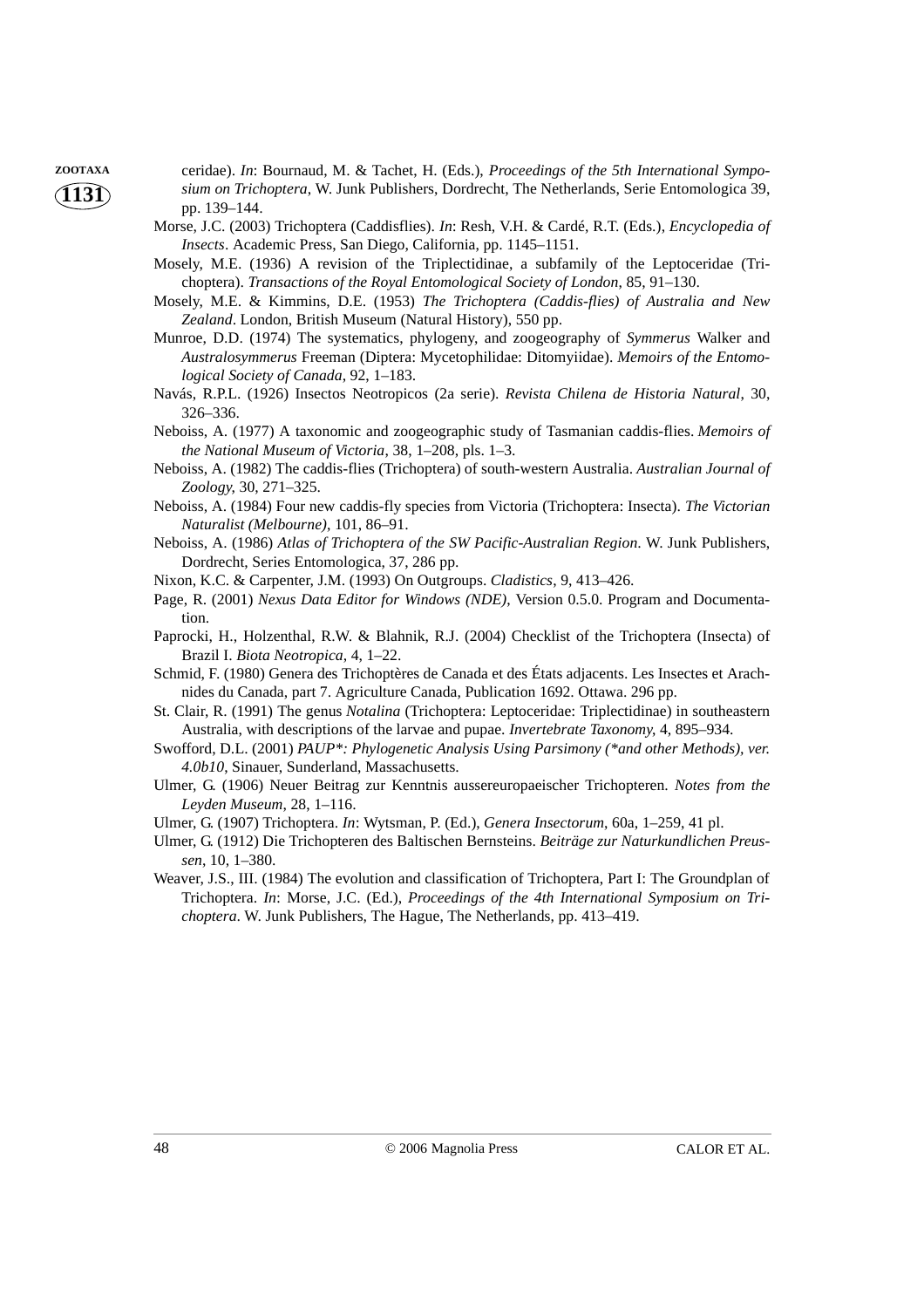ceridae). *In*: Bournaud, M. & Tachet, H. (Eds.), *Proceedings of the 5th International Symposium on Trichoptera*, W. Junk Publishers, Dordrecht, The Netherlands, Serie Entomologica 39, pp. 139–144.

Morse, J.C. (2003) Trichoptera (Caddisflies). *In*: Resh, V.H. & Cardé, R.T. (Eds.), *Encyclopedia of Insects*. Academic Press, San Diego, California, pp. 1145–1151.

Mosely, M.E. (1936) A revision of the Triplectidinae, a subfamily of the Leptoceridae (Trichoptera). *Transactions of the Royal Entomological Society of London*, 85, 91–130.

Mosely, M.E. & Kimmins, D.E. (1953) *The Trichoptera (Caddis-flies) of Australia and New Zealand*. London, British Museum (Natural History), 550 pp.

Munroe, D.D. (1974) The systematics, phylogeny, and zoogeography of *Symmerus* Walker and *Australosymmerus* Freeman (Diptera: Mycetophilidae: Ditomyiidae). *Memoirs of the Entomological Society of Canada*, 92, 1–183.

Navás, R.P.L. (1926) Insectos Neotropicos (2a serie). *Revista Chilena de Historia Natural*, 30, 326–336.

Neboiss, A. (1977) A taxonomic and zoogeographic study of Tasmanian caddis-flies. *Memoirs of the National Museum of Victoria*, 38, 1–208, pls. 1–3.

Neboiss, A. (1982) The caddis-flies (Trichoptera) of south-western Australia. *Australian Journal of Zoology*, 30, 271–325.

Neboiss, A. (1984) Four new caddis-fly species from Victoria (Trichoptera: Insecta). *The Victorian Naturalist (Melbourne)*, 101, 86–91.

Neboiss, A. (1986) *Atlas of Trichoptera of the SW Pacific-Australian Region*. W. Junk Publishers, Dordrecht, Series Entomologica, 37, 286 pp.

Nixon, K.C. & Carpenter, J.M. (1993) On Outgroups. *Cladistics*, 9, 413–426.

Page, R. (2001) *Nexus Data Editor for Windows (NDE)*, Version 0.5.0. Program and Documentation.

Paprocki, H., Holzenthal, R.W. & Blahnik, R.J. (2004) Checklist of the Trichoptera (Insecta) of Brazil I. *Biota Neotropica*, 4, 1–22.

Schmid, F. (1980) Genera des Trichoptères de Canada et des États adjacents. Les Insectes et Arachnides du Canada, part 7. Agriculture Canada, Publication 1692. Ottawa. 296 pp.

St. Clair, R. (1991) The genus *Notalina* (Trichoptera: Leptoceridae: Triplectidinae) in southeastern Australia, with descriptions of the larvae and pupae. *Invertebrate Taxonomy*, 4, 895–934.

Swofford, D.L. (2001) *PAUP\*: Phylogenetic Analysis Using Parsimony (\*and other Methods), ver. 4.0b10*, Sinauer, Sunderland, Massachusetts.

Ulmer, G. (1906) Neuer Beitrag zur Kenntnis aussereuropaeischer Trichopteren. *Notes from the Leyden Museum*, 28, 1–116.

Ulmer, G. (1907) Trichoptera. *In*: Wytsman, P. (Ed.), *Genera Insectorum*, 60a, 1–259, 41 pl.

Ulmer, G. (1912) Die Trichopteren des Baltischen Bernsteins. *Beiträge zur Naturkundlichen Preussen*, 10, 1–380.

Weaver, J.S., III. (1984) The evolution and classification of Trichoptera, Part I: The Groundplan of Trichoptera. *In*: Morse, J.C. (Ed.), *Proceedings of the 4th International Symposium on Trichoptera*. W. Junk Publishers, The Hague, The Netherlands, pp. 413–419.